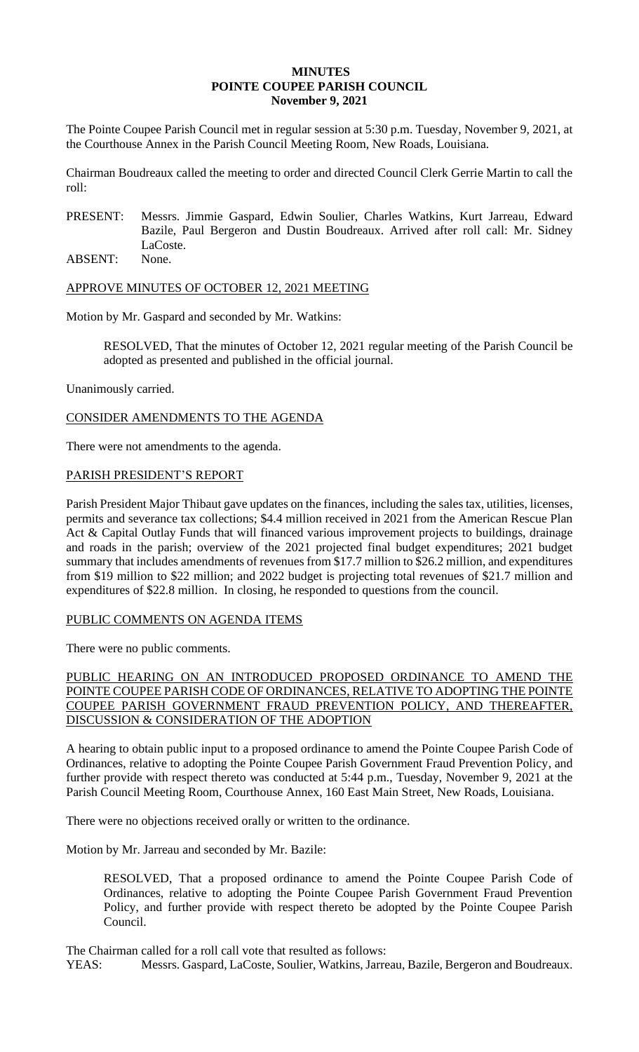**MINUTES**
**POINTE COUPEE PARISH COUNCIL**
**November 9, 2021**

The Pointe Coupee Parish Council met in regular session at 5:30 p.m. Tuesday, November 9, 2021, at the Courthouse Annex in the Parish Council Meeting Room, New Roads, Louisiana.

Chairman Boudreaux called the meeting to order and directed Council Clerk Gerrie Martin to call the roll:

PRESENT: Messrs. Jimmie Gaspard, Edwin Soulier, Charles Watkins, Kurt Jarreau, Edward Bazile, Paul Bergeron and Dustin Boudreaux. Arrived after roll call: Mr. Sidney LaCoste.
ABSENT: None.

APPROVE MINUTES OF OCTOBER 12, 2021 MEETING

Motion by Mr. Gaspard and seconded by Mr. Watkins:

> RESOLVED, That the minutes of October 12, 2021 regular meeting of the Parish Council be adopted as presented and published in the official journal.

Unanimously carried.

CONSIDER AMENDMENTS TO THE AGENDA

There were not amendments to the agenda.

PARISH PRESIDENT'S REPORT

Parish President Major Thibaut gave updates on the finances, including the sales tax, utilities, licenses, permits and severance tax collections; $4.4 million received in 2021 from the American Rescue Plan Act & Capital Outlay Funds that will financed various improvement projects to buildings, drainage and roads in the parish; overview of the 2021 projected final budget expenditures; 2021 budget summary that includes amendments of revenues from $17.7 million to $26.2 million, and expenditures from $19 million to $22 million; and 2022 budget is projecting total revenues of $21.7 million and expenditures of $22.8 million. In closing, he responded to questions from the council.

PUBLIC COMMENTS ON AGENDA ITEMS

There were no public comments.

PUBLIC HEARING ON AN INTRODUCED PROPOSED ORDINANCE TO AMEND THE POINTE COUPEE PARISH CODE OF ORDINANCES, RELATIVE TO ADOPTING THE POINTE COUPEE PARISH GOVERNMENT FRAUD PREVENTION POLICY, AND THEREAFTER, DISCUSSION & CONSIDERATION OF THE ADOPTION

A hearing to obtain public input to a proposed ordinance to amend the Pointe Coupee Parish Code of Ordinances, relative to adopting the Pointe Coupee Parish Government Fraud Prevention Policy, and further provide with respect thereto was conducted at 5:44 p.m., Tuesday, November 9, 2021 at the Parish Council Meeting Room, Courthouse Annex, 160 East Main Street, New Roads, Louisiana.

There were no objections received orally or written to the ordinance.

Motion by Mr. Jarreau and seconded by Mr. Bazile:

> RESOLVED, That a proposed ordinance to amend the Pointe Coupee Parish Code of Ordinances, relative to adopting the Pointe Coupee Parish Government Fraud Prevention Policy, and further provide with respect thereto be adopted by the Pointe Coupee Parish Council.

The Chairman called for a roll call vote that resulted as follows:
YEAS: Messrs. Gaspard, LaCoste, Soulier, Watkins, Jarreau, Bazile, Bergeron and Boudreaux.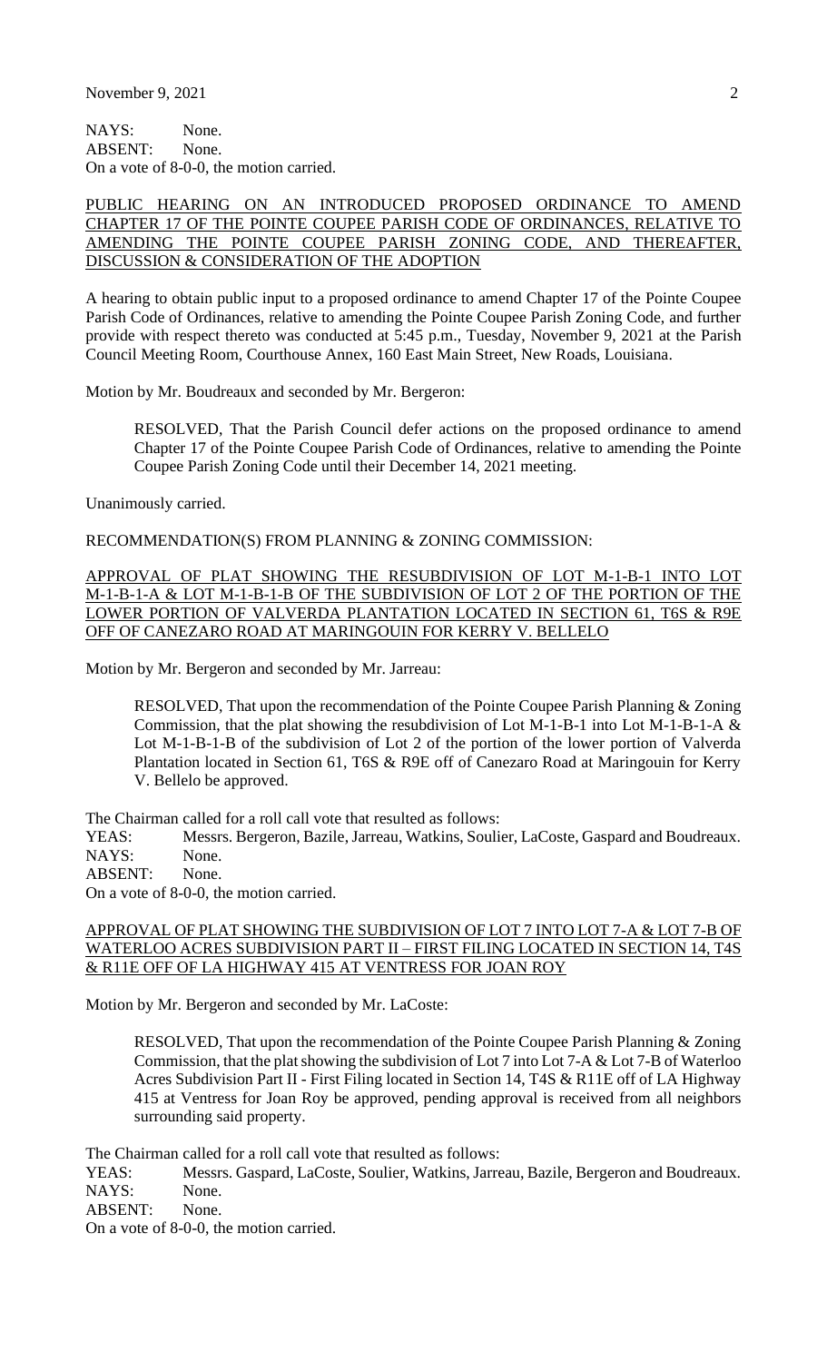NAYS: None.
ABSENT: None.
On a vote of 8-0-0, the motion carried.

## PUBLIC HEARING ON AN INTRODUCED PROPOSED ORDINANCE TO AMEND CHAPTER 17 OF THE POINTE COUPEE PARISH CODE OF ORDINANCES, RELATIVE TO AMENDING THE POINTE COUPEE PARISH ZONING CODE, AND THEREAFTER, DISCUSSION & CONSIDERATION OF THE ADOPTION

A hearing to obtain public input to a proposed ordinance to amend Chapter 17 of the Pointe Coupee Parish Code of Ordinances, relative to amending the Pointe Coupee Parish Zoning Code, and further provide with respect thereto was conducted at 5:45 p.m., Tuesday, November 9, 2021 at the Parish Council Meeting Room, Courthouse Annex, 160 East Main Street, New Roads, Louisiana.

Motion by Mr. Boudreaux and seconded by Mr. Bergeron:

> RESOLVED, That the Parish Council defer actions on the proposed ordinance to amend Chapter 17 of the Pointe Coupee Parish Code of Ordinances, relative to amending the Pointe Coupee Parish Zoning Code until their December 14, 2021 meeting.

Unanimously carried.

## RECOMMENDATION(S) FROM PLANNING & ZONING COMMISSION:

### APPROVAL OF PLAT SHOWING THE RESUBDIVISION OF LOT M-1-B-1 INTO LOT M-1-B-1-A & LOT M-1-B-1-B OF THE SUBDIVISION OF LOT 2 OF THE PORTION OF THE LOWER PORTION OF VALVERDA PLANTATION LOCATED IN SECTION 61, T6S & R9E OFF OF CANEZARO ROAD AT MARINGOUIN FOR KERRY V. BELLELO

Motion by Mr. Bergeron and seconded by Mr. Jarreau:

> RESOLVED, That upon the recommendation of the Pointe Coupee Parish Planning & Zoning Commission, that the plat showing the resubdivision of Lot M-1-B-1 into Lot M-1-B-1-A & Lot M-1-B-1-B of the subdivision of Lot 2 of the portion of the lower portion of Valverda Plantation located in Section 61, T6S & R9E off of Canezaro Road at Maringouin for Kerry V. Bellelo be approved.

The Chairman called for a roll call vote that resulted as follows:
YEAS: Messrs. Bergeron, Bazile, Jarreau, Watkins, Soulier, LaCoste, Gaspard and Boudreaux.
NAYS: None.
ABSENT: None.
On a vote of 8-0-0, the motion carried.

### APPROVAL OF PLAT SHOWING THE SUBDIVISION OF LOT 7 INTO LOT 7-A & LOT 7-B OF WATERLOO ACRES SUBDIVISION PART II – FIRST FILING LOCATED IN SECTION 14, T4S & R11E OFF OF LA HIGHWAY 415 AT VENTRESS FOR JOAN ROY

Motion by Mr. Bergeron and seconded by Mr. LaCoste:

> RESOLVED, That upon the recommendation of the Pointe Coupee Parish Planning & Zoning Commission, that the plat showing the subdivision of Lot 7 into Lot 7-A & Lot 7-B of Waterloo Acres Subdivision Part II - First Filing located in Section 14, T4S & R11E off of LA Highway 415 at Ventress for Joan Roy be approved, pending approval is received from all neighbors surrounding said property.

The Chairman called for a roll call vote that resulted as follows:
YEAS: Messrs. Gaspard, LaCoste, Soulier, Watkins, Jarreau, Bazile, Bergeron and Boudreaux.
NAYS: None.
ABSENT: None.
On a vote of 8-0-0, the motion carried.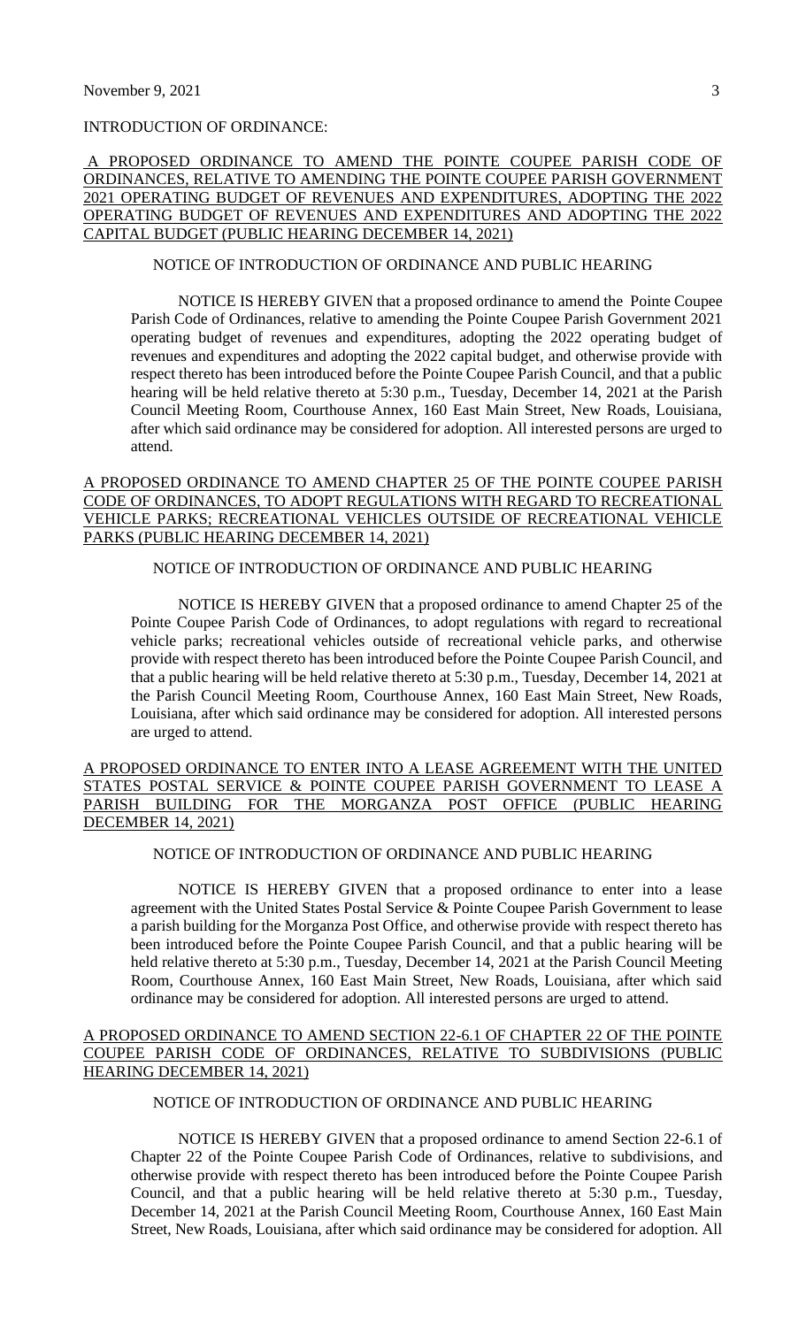INTRODUCTION OF ORDINANCE:

A PROPOSED ORDINANCE TO AMEND THE POINTE COUPEE PARISH CODE OF ORDINANCES, RELATIVE TO AMENDING THE POINTE COUPEE PARISH GOVERNMENT 2021 OPERATING BUDGET OF REVENUES AND EXPENDITURES, ADOPTING THE 2022 OPERATING BUDGET OF REVENUES AND EXPENDITURES AND ADOPTING THE 2022 CAPITAL BUDGET (PUBLIC HEARING DECEMBER 14, 2021)

NOTICE OF INTRODUCTION OF ORDINANCE AND PUBLIC HEARING

NOTICE IS HEREBY GIVEN that a proposed ordinance to amend the Pointe Coupee Parish Code of Ordinances, relative to amending the Pointe Coupee Parish Government 2021 operating budget of revenues and expenditures, adopting the 2022 operating budget of revenues and expenditures and adopting the 2022 capital budget, and otherwise provide with respect thereto has been introduced before the Pointe Coupee Parish Council, and that a public hearing will be held relative thereto at 5:30 p.m., Tuesday, December 14, 2021 at the Parish Council Meeting Room, Courthouse Annex, 160 East Main Street, New Roads, Louisiana, after which said ordinance may be considered for adoption. All interested persons are urged to attend.

A PROPOSED ORDINANCE TO AMEND CHAPTER 25 OF THE POINTE COUPEE PARISH CODE OF ORDINANCES, TO ADOPT REGULATIONS WITH REGARD TO RECREATIONAL VEHICLE PARKS; RECREATIONAL VEHICLES OUTSIDE OF RECREATIONAL VEHICLE PARKS (PUBLIC HEARING DECEMBER 14, 2021)

NOTICE OF INTRODUCTION OF ORDINANCE AND PUBLIC HEARING

NOTICE IS HEREBY GIVEN that a proposed ordinance to amend Chapter 25 of the Pointe Coupee Parish Code of Ordinances, to adopt regulations with regard to recreational vehicle parks; recreational vehicles outside of recreational vehicle parks, and otherwise provide with respect thereto has been introduced before the Pointe Coupee Parish Council, and that a public hearing will be held relative thereto at 5:30 p.m., Tuesday, December 14, 2021 at the Parish Council Meeting Room, Courthouse Annex, 160 East Main Street, New Roads, Louisiana, after which said ordinance may be considered for adoption. All interested persons are urged to attend.

A PROPOSED ORDINANCE TO ENTER INTO A LEASE AGREEMENT WITH THE UNITED STATES POSTAL SERVICE & POINTE COUPEE PARISH GOVERNMENT TO LEASE A PARISH BUILDING FOR THE MORGANZA POST OFFICE (PUBLIC HEARING DECEMBER 14, 2021)

NOTICE OF INTRODUCTION OF ORDINANCE AND PUBLIC HEARING

NOTICE IS HEREBY GIVEN that a proposed ordinance to enter into a lease agreement with the United States Postal Service & Pointe Coupee Parish Government to lease a parish building for the Morganza Post Office, and otherwise provide with respect thereto has been introduced before the Pointe Coupee Parish Council, and that a public hearing will be held relative thereto at 5:30 p.m., Tuesday, December 14, 2021 at the Parish Council Meeting Room, Courthouse Annex, 160 East Main Street, New Roads, Louisiana, after which said ordinance may be considered for adoption. All interested persons are urged to attend.

A PROPOSED ORDINANCE TO AMEND SECTION 22-6.1 OF CHAPTER 22 OF THE POINTE COUPEE PARISH CODE OF ORDINANCES, RELATIVE TO SUBDIVISIONS (PUBLIC HEARING DECEMBER 14, 2021)

NOTICE OF INTRODUCTION OF ORDINANCE AND PUBLIC HEARING

NOTICE IS HEREBY GIVEN that a proposed ordinance to amend Section 22-6.1 of Chapter 22 of the Pointe Coupee Parish Code of Ordinances, relative to subdivisions, and otherwise provide with respect thereto has been introduced before the Pointe Coupee Parish Council, and that a public hearing will be held relative thereto at 5:30 p.m., Tuesday, December 14, 2021 at the Parish Council Meeting Room, Courthouse Annex, 160 East Main Street, New Roads, Louisiana, after which said ordinance may be considered for adoption. All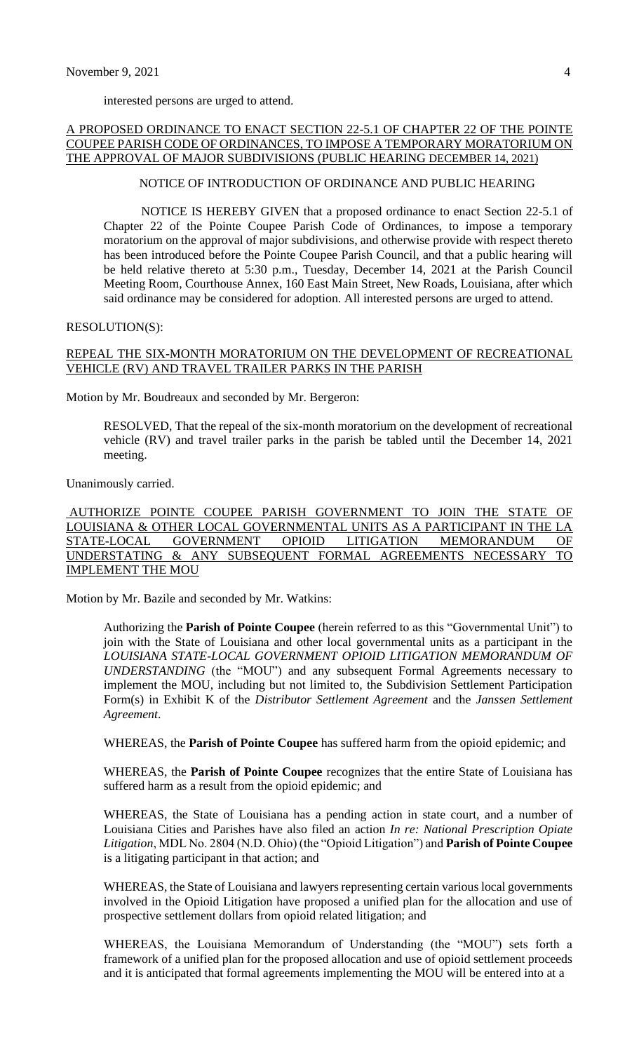interested persons are urged to attend.

<u>A PROPOSED ORDINANCE TO ENACT SECTION 22-5.1 OF CHAPTER 22 OF THE POINTE COUPEE PARISH CODE OF ORDINANCES, TO IMPOSE A TEMPORARY MORATORIUM ON THE APPROVAL OF MAJOR SUBDIVISIONS (PUBLIC HEARING DECEMBER 14, 2021)</u>

NOTICE OF INTRODUCTION OF ORDINANCE AND PUBLIC HEARING

NOTICE IS HEREBY GIVEN that a proposed ordinance to enact Section 22-5.1 of Chapter 22 of the Pointe Coupee Parish Code of Ordinances, to impose a temporary moratorium on the approval of major subdivisions, and otherwise provide with respect thereto has been introduced before the Pointe Coupee Parish Council, and that a public hearing will be held relative thereto at 5:30 p.m., Tuesday, December 14, 2021 at the Parish Council Meeting Room, Courthouse Annex, 160 East Main Street, New Roads, Louisiana, after which said ordinance may be considered for adoption. All interested persons are urged to attend.

RESOLUTION(S):

<u>REPEAL THE SIX-MONTH MORATORIUM ON THE DEVELOPMENT OF RECREATIONAL VEHICLE (RV) AND TRAVEL TRAILER PARKS IN THE PARISH</u>

Motion by Mr. Boudreaux and seconded by Mr. Bergeron:

RESOLVED, That the repeal of the six-month moratorium on the development of recreational vehicle (RV) and travel trailer parks in the parish be tabled until the December 14, 2021 meeting.

Unanimously carried.

<u>AUTHORIZE POINTE COUPEE PARISH GOVERNMENT TO JOIN THE STATE OF LOUISIANA & OTHER LOCAL GOVERNMENTAL UNITS AS A PARTICIPANT IN THE LA STATE-LOCAL GOVERNMENT OPIOID LITIGATION MEMORANDUM OF UNDERSTATING & ANY SUBSEQUENT FORMAL AGREEMENTS NECESSARY TO IMPLEMENT THE MOU</u>

Motion by Mr. Bazile and seconded by Mr. Watkins:

Authorizing the **Parish of Pointe Coupee** (herein referred to as this "Governmental Unit") to join with the State of Louisiana and other local governmental units as a participant in the *LOUISIANA STATE-LOCAL GOVERNMENT OPIOID LITIGATION MEMORANDUM OF UNDERSTANDING* (the "MOU") and any subsequent Formal Agreements necessary to implement the MOU, including but not limited to, the Subdivision Settlement Participation Form(s) in Exhibit K of the *Distributor Settlement Agreement* and the *Janssen Settlement Agreement*.

WHEREAS, the **Parish of Pointe Coupee** has suffered harm from the opioid epidemic; and

WHEREAS, the **Parish of Pointe Coupee** recognizes that the entire State of Louisiana has suffered harm as a result from the opioid epidemic; and

WHEREAS, the State of Louisiana has a pending action in state court, and a number of Louisiana Cities and Parishes have also filed an action *In re: National Prescription Opiate Litigation*, MDL No. 2804 (N.D. Ohio) (the "Opioid Litigation") and **Parish of Pointe Coupee** is a litigating participant in that action; and

WHEREAS, the State of Louisiana and lawyers representing certain various local governments involved in the Opioid Litigation have proposed a unified plan for the allocation and use of prospective settlement dollars from opioid related litigation; and

WHEREAS, the Louisiana Memorandum of Understanding (the "MOU") sets forth a framework of a unified plan for the proposed allocation and use of opioid settlement proceeds and it is anticipated that formal agreements implementing the MOU will be entered into at a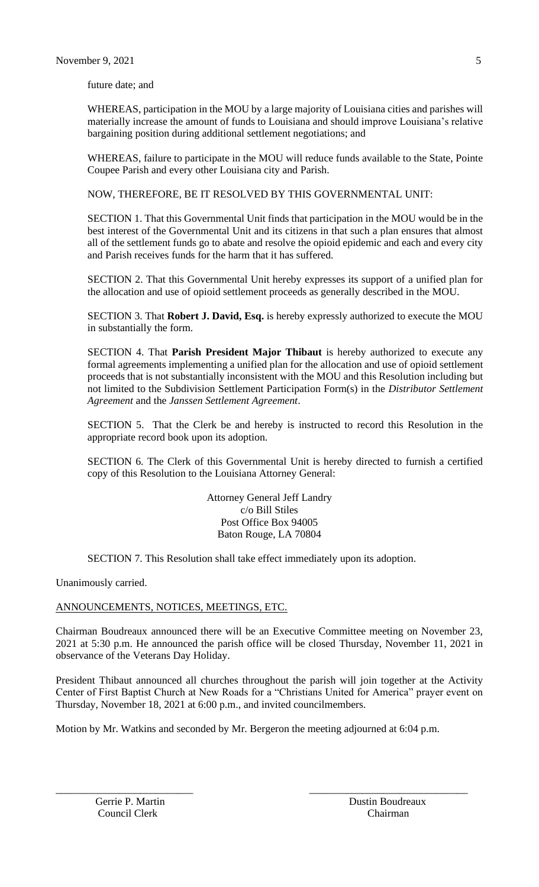future date; and

WHEREAS, participation in the MOU by a large majority of Louisiana cities and parishes will materially increase the amount of funds to Louisiana and should improve Louisiana's relative bargaining position during additional settlement negotiations; and

WHEREAS, failure to participate in the MOU will reduce funds available to the State, Pointe Coupee Parish and every other Louisiana city and Parish.

NOW, THEREFORE, BE IT RESOLVED BY THIS GOVERNMENTAL UNIT:

SECTION 1. That this Governmental Unit finds that participation in the MOU would be in the best interest of the Governmental Unit and its citizens in that such a plan ensures that almost all of the settlement funds go to abate and resolve the opioid epidemic and each and every city and Parish receives funds for the harm that it has suffered.

SECTION 2. That this Governmental Unit hereby expresses its support of a unified plan for the allocation and use of opioid settlement proceeds as generally described in the MOU.

SECTION 3. That **Robert J. David, Esq.** is hereby expressly authorized to execute the MOU in substantially the form.

SECTION 4. That **Parish President Major Thibaut** is hereby authorized to execute any formal agreements implementing a unified plan for the allocation and use of opioid settlement proceeds that is not substantially inconsistent with the MOU and this Resolution including but not limited to the Subdivision Settlement Participation Form(s) in the *Distributor Settlement Agreement* and the *Janssen Settlement Agreement*.

SECTION 5. That the Clerk be and hereby is instructed to record this Resolution in the appropriate record book upon its adoption.

SECTION 6. The Clerk of this Governmental Unit is hereby directed to furnish a certified copy of this Resolution to the Louisiana Attorney General:

Attorney General Jeff Landry
c/o Bill Stiles
Post Office Box 94005
Baton Rouge, LA 70804

SECTION 7. This Resolution shall take effect immediately upon its adoption.

Unanimously carried.

ANNOUNCEMENTS, NOTICES, MEETINGS, ETC.

Chairman Boudreaux announced there will be an Executive Committee meeting on November 23, 2021 at 5:30 p.m. He announced the parish office will be closed Thursday, November 11, 2021 in observance of the Veterans Day Holiday.

President Thibaut announced all churches throughout the parish will join together at the Activity Center of First Baptist Church at New Roads for a "Christians United for America" prayer event on Thursday, November 18, 2021 at 6:00 p.m., and invited councilmembers.

Motion by Mr. Watkins and seconded by Mr. Bergeron the meeting adjourned at 6:04 p.m.

\_\_\_\_\_\_\_\_\_\_\_\_\_\_\_\_\_\_\_\_\_\_\_\_\_\_
Gerrie P. Martin
Council Clerk

\_\_\_\_\_\_\_\_\_\_\_\_\_\_\_\_\_\_\_\_\_\_\_\_\_\_
Dustin Boudreaux
Chairman